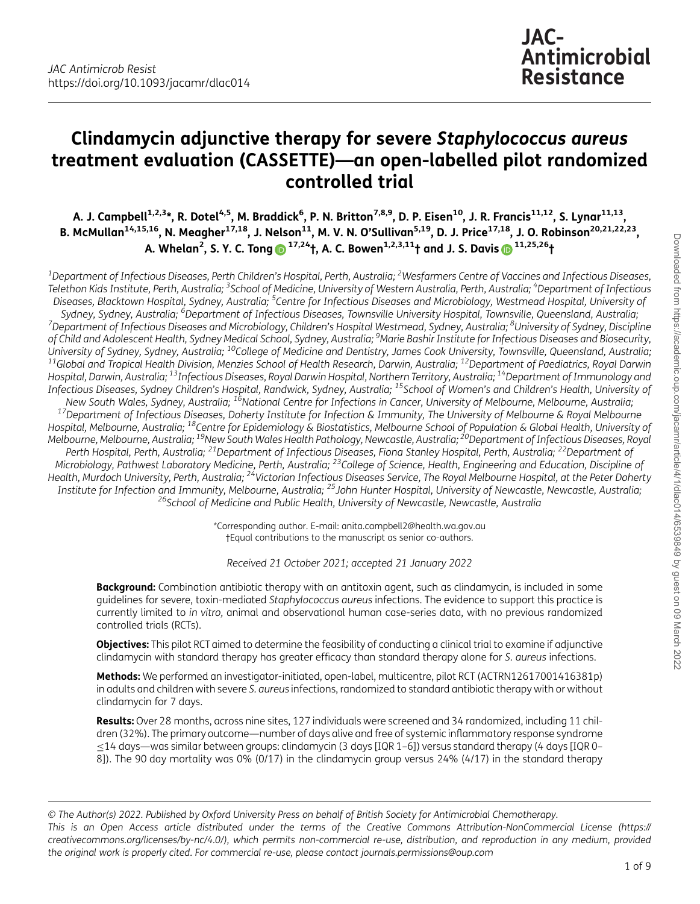# Clindamycin adjunctive therapy for severe *Staphylococcus aureus* treatment evaluation (CASSETTE)—an open-labelled pilot randomized controlled trial

**A. J. Campbell[1,2,3]*, R. Dotel[4,5], M. Braddick[6], P. N. Britton[7,8,9], D. P. Eisen[10], J. R. Francis[11,12], S. Lynar[11,13], B. McMullan[14,15,16], N. Meagher[17,18], J. Nelson[11], M. V. N. O'Sullivan[5,19], D. J. Price[17,18], J. O. Robinson[20,21,22,23], A. Whelan[2], S. Y. C. Tong[17,24]†, A. C. Bowen[1,2,3,11]† and J. S. Davis[11,25,26]†**

[1]Department of Infectious Diseases, Perth Children's Hospital, Perth, Australia; [2]Wesfarmers Centre of Vaccines and Infectious Diseases, Telethon Kids Institute, Perth, Australia; [3]School of Medicine, University of Western Australia, Perth, Australia; [4]Department of Infectious Diseases, Blacktown Hospital, Sydney, Australia; [5]Centre for Infectious Diseases and Microbiology, Westmead Hospital, University of Sydney, Sydney, Australia; [6]Department of Infectious Diseases, Townsville University Hospital, Townsville, Queensland, Australia; [7]Department of Infectious Diseases and Microbiology, Children's Hospital Westmead, Sydney, Australia; [8]University of Sydney, Discipline of Child and Adolescent Health, Sydney Medical School, Sydney, Australia; [9]Marie Bashir Institute for Infectious Diseases and Biosecurity, University of Sydney, Sydney, Australia; [10]College of Medicine and Dentistry, James Cook University, Townsville, Queensland, Australia; [11]Global and Tropical Health Division, Menzies School of Health Research, Darwin, Australia; [12]Department of Paediatrics, Royal Darwin Hospital, Darwin, Australia; [13]Infectious Diseases, Royal Darwin Hospital, Northern Territory, Australia; [14]Department of Immunology and Infectious Diseases, Sydney Children's Hospital, Randwick, Sydney, Australia; [15]School of Women's and Children's Health, University of New South Wales, Sydney, Australia; [16]National Centre for Infections in Cancer, University of Melbourne, Melbourne, Australia; [17]Department of Infectious Diseases, Doherty Institute for Infection & Immunity, The University of Melbourne & Royal Melbourne Hospital, Melbourne, Australia; [18]Centre for Epidemiology & Biostatistics, Melbourne School of Population & Global Health, University of Melbourne, Melbourne, Australia; [19]New South Wales Health Pathology, Newcastle, Australia; [20]Department of Infectious Diseases, Royal Perth Hospital, Perth, Australia; [21]Department of Infectious Diseases, Fiona Stanley Hospital, Perth, Australia; [22]Department of Microbiology, Pathwest Laboratory Medicine, Perth, Australia; [23]College of Science, Health, Engineering and Education, Discipline of Health, Murdoch University, Perth, Australia; [24]Victorian Infectious Diseases Service, The Royal Melbourne Hospital, at the Peter Doherty Institute for Infection and Immunity, Melbourne, Australia; [25]John Hunter Hospital, University of Newcastle, Newcastle, Australia; [26]School of Medicine and Public Health, University of Newcastle, Newcastle, Australia

*Corresponding author. E-mail: anita.campbell2@health.wa.gov.au
†Equal contributions to the manuscript as senior co-authors.

*Received 21 October 2021; accepted 21 January 2022*

**Background:** Combination antibiotic therapy with an antitoxin agent, such as clindamycin, is included in some guidelines for severe, toxin-mediated *Staphylococcus aureus* infections. The evidence to support this practice is currently limited to *in vitro*, animal and observational human case-series data, with no previous randomized controlled trials (RCTs).

**Objectives:** This pilot RCT aimed to determine the feasibility of conducting a clinical trial to examine if adjunctive clindamycin with standard therapy has greater efficacy than standard therapy alone for *S. aureus* infections.

**Methods:** We performed an investigator-initiated, open-label, multicentre, pilot RCT (ACTRN12617001416381p) in adults and children with severe *S. aureus* infections, randomized to standard antibiotic therapy with or without clindamycin for 7 days.

**Results:** Over 28 months, across nine sites, 127 individuals were screened and 34 randomized, including 11 children (32%). The primary outcome—number of days alive and free of systemic inflammatory response syndrome ≤14 days—was similar between groups: clindamycin (3 days [IQR 1–6]) versus standard therapy (4 days [IQR 0–8]). The 90 day mortality was 0% (0/17) in the clindamycin group versus 24% (4/17) in the standard therapy

© The Author(s) 2022. Published by Oxford University Press on behalf of British Society for Antimicrobial Chemotherapy.
This is an Open Access article distributed under the terms of the Creative Commons Attribution-NonCommercial License (https://creativecommons.org/licenses/by-nc/4.0/), which permits non-commercial re-use, distribution, and reproduction in any medium, provided the original work is properly cited. For commercial re-use, please contact journals.permissions@oup.com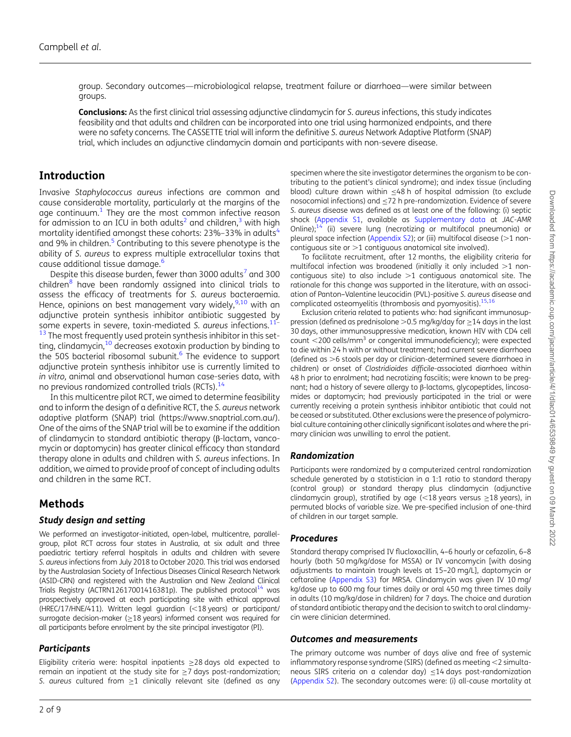group. Secondary outcomes—microbiological relapse, treatment failure or diarrhoea—were similar between groups.

**Conclusions:** As the first clinical trial assessing adjunctive clindamycin for *S. aureus* infections, this study indicates feasibility and that adults and children can be incorporated into one trial using harmonized endpoints, and there were no safety concerns. The CASSETTE trial will inform the definitive *S. aureus* Network Adaptive Platform (SNAP) trial, which includes an adjunctive clindamycin domain and participants with non-severe disease.

## Introduction

Invasive *Staphylococcus aureus* infections are common and cause considerable mortality, particularly at the margins of the age continuum.[1] They are the most common infective reason for admission to an ICU in both adults[2] and children,[3] with high mortality identified amongst these cohorts: 23%–33% in adults[4] and 9% in children.[5] Contributing to this severe phenotype is the ability of *S. aureus* to express multiple extracellular toxins that cause additional tissue damage.[6]

Despite this disease burden, fewer than 3000 adults[7] and 300 children[8] have been randomly assigned into clinical trials to assess the efficacy of treatments for *S. aureus* bacteraemia. Hence, opinions on best management vary widely,[9,10] with an adjunctive protein synthesis inhibitor antibiotic suggested by some experts in severe, toxin-mediated *S. aureus* infections.[11–13] The most frequently used protein synthesis inhibitor in this setting, clindamycin,[10] decreases exotoxin production by binding to the 50S bacterial ribosomal subunit.[6] The evidence to support adjunctive protein synthesis inhibitor use is currently limited to *in vitro*, animal and observational human case-series data, with no previous randomized controlled trials (RCTs).[14]

In this multicentre pilot RCT, we aimed to determine feasibility and to inform the design of a definitive RCT, the *S. aureus* network adaptive platform (SNAP) trial (https://www.snaptrial.com.au/). One of the aims of the SNAP trial will be to examine if the addition of clindamycin to standard antibiotic therapy (β-lactam, vancomycin or daptomycin) has greater clinical efficacy than standard therapy alone in adults and children with *S. aureus* infections. In addition, we aimed to provide proof of concept of including adults and children in the same RCT.

## Methods

### Study design and setting

We performed an investigator-initiated, open-label, multicentre, parallel-group, pilot RCT across four states in Australia, at six adult and three paediatric tertiary referral hospitals in adults and children with severe *S. aureus* infections from July 2018 to October 2020. This trial was endorsed by the Australasian Society of Infectious Diseases Clinical Research Network (ASID-CRN) and registered with the Australian and New Zealand Clinical Trials Registry (ACTRN12617001416381p). The published protocol[14] was prospectively approved at each participating site with ethical approval (HREC/17/HNE/411). Written legal guardian (<18 years) or participant/surrogate decision-maker (≥18 years) informed consent was required for all participants before enrolment by the site principal investigator (PI).

### Participants

Eligibility criteria were: hospital inpatients ≥28 days old expected to remain an inpatient at the study site for ≥7 days post-randomization; *S. aureus* cultured from ≥1 clinically relevant site (defined as any specimen where the site investigator determines the organism to be contributing to the patient's clinical syndrome); and index tissue (including blood) culture drawn within ≤48 h of hospital admission (to exclude nosocomial infections) and ≤72 h pre-randomization. Evidence of severe *S. aureus* disease was defined as at least one of the following: (i) septic shock (Appendix S1, available as Supplementary data at *JAC-AMR* Online);[14] (ii) severe lung (necrotizing or multifocal pneumonia) or pleural space infection (Appendix S2); or (iii) multifocal disease (>1 non-contiguous site or >1 contiguous anatomical site involved).

To facilitate recruitment, after 12 months, the eligibility criteria for multifocal infection was broadened (initially it only included >1 non-contiguous site) to also include >1 contiguous anatomical site. The rationale for this change was supported in the literature, with an association of Panton–Valentine leucocidin (PVL)-positive *S. aureus* disease and complicated osteomyelitis (thrombosis and pyomyositis).[15,16]

Exclusion criteria related to patients who: had significant immunosuppression (defined as prednisolone >0.5 mg/kg/day for ≥14 days in the last 30 days, other immunosuppressive medication, known HIV with CD4 cell count <200 cells/mm$^3$ or congenital immunodeficiency); were expected to die within 24 h with or without treatment; had current severe diarrhoea (defined as >6 stools per day or clinician-determined severe diarrhoea in children) or onset of *Clostridioides difficile*-associated diarrhoea within 48 h prior to enrolment; had necrotizing fasciitis; were known to be pregnant; had a history of severe allergy to β-lactams, glycopeptides, lincosamides or daptomycin; had previously participated in the trial or were currently receiving a protein synthesis inhibitor antibiotic that could not be ceased or substituted. Other exclusions were the presence of polymicrobial culture containing other clinically significant isolates and where the primary clinician was unwilling to enrol the patient.

### Randomization

Participants were randomized by a computerized central randomization schedule generated by a statistician in a 1:1 ratio to standard therapy (control group) or standard therapy plus clindamycin (adjunctive clindamycin group), stratified by age (<18 years versus ≥18 years), in permuted blocks of variable size. We pre-specified inclusion of one-third of children in our target sample.

### Procedures

Standard therapy comprised IV flucloxacillin, 4–6 hourly or cefazolin, 6–8 hourly (both 50 mg/kg/dose for MSSA) or IV vancomycin [with dosing adjustments to maintain trough levels at 15–20 mg/L], daptomycin or ceftaroline (Appendix S3) for MRSA. Clindamycin was given IV 10 mg/kg/dose up to 600 mg four times daily or oral 450 mg three times daily in adults (10 mg/kg/dose in children) for 7 days. The choice and duration of standard antibiotic therapy and the decision to switch to oral clindamycin were clinician determined.

### Outcomes and measurements

The primary outcome was number of days alive and free of systemic inflammatory response syndrome (SIRS) (defined as meeting <2 simultaneous SIRS criteria on a calendar day) ≤14 days post-randomization (Appendix S2). The secondary outcomes were: (i) all-cause mortality at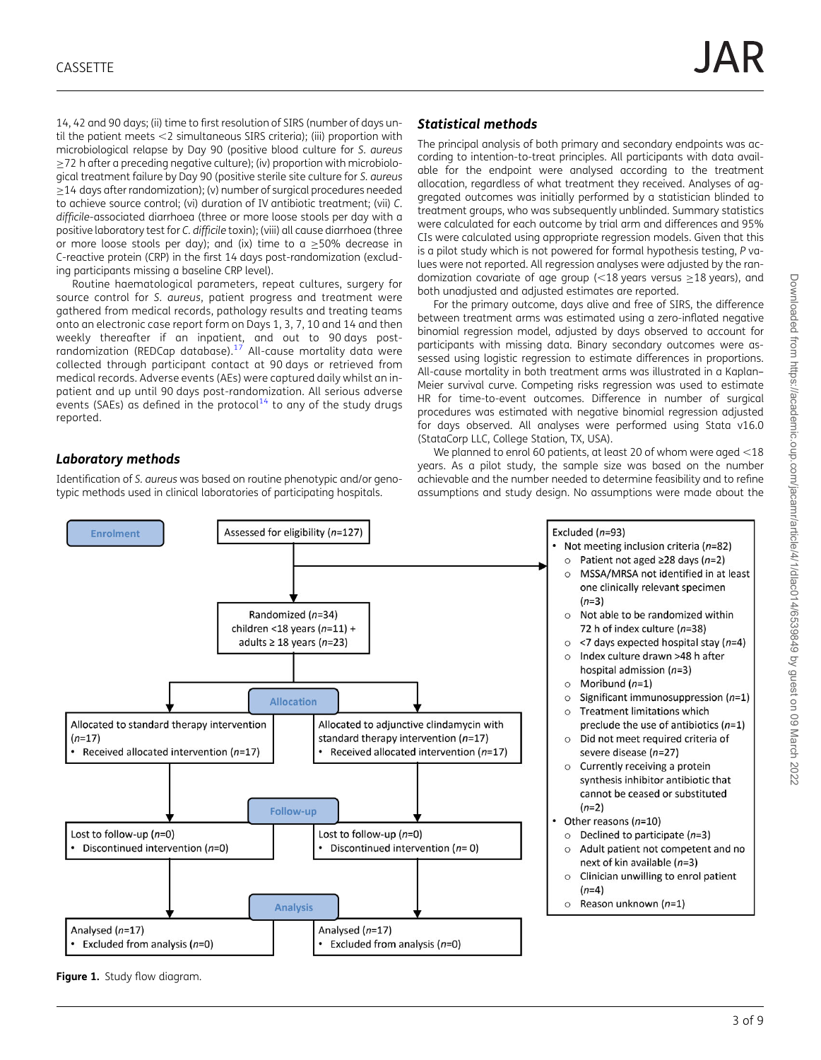14, 42 and 90 days; (ii) time to first resolution of SIRS (number of days until the patient meets <2 simultaneous SIRS criteria); (iii) proportion with microbiological relapse by Day 90 (positive blood culture for *S. aureus* ≥72 h after a preceding negative culture); (iv) proportion with microbiological treatment failure by Day 90 (positive sterile site culture for *S. aureus* ≥14 days after randomization); (v) number of surgical procedures needed to achieve source control; (vi) duration of IV antibiotic treatment; (vii) *C. difficile*-associated diarrhoea (three or more loose stools per day with a positive laboratory test for *C. difficile* toxin); (viii) all cause diarrhoea (three or more loose stools per day); and (ix) time to a ≥50% decrease in C-reactive protein (CRP) in the first 14 days post-randomization (excluding participants missing a baseline CRP level).

Routine haematological parameters, repeat cultures, surgery for source control for *S. aureus*, patient progress and treatment were gathered from medical records, pathology results and treating teams onto an electronic case report form on Days 1, 3, 7, 10 and 14 and then weekly thereafter if an inpatient, and out to 90 days post-randomization (REDCap database).[17] All-cause mortality data were collected through participant contact at 90 days or retrieved from medical records. Adverse events (AEs) were captured daily whilst an inpatient and up until 90 days post-randomization. All serious adverse events (SAEs) as defined in the protocol[14] to any of the study drugs reported.

## Laboratory methods

Identification of *S. aureus* was based on routine phenotypic and/or genotypic methods used in clinical laboratories of participating hospitals.

## Statistical methods

The principal analysis of both primary and secondary endpoints was according to intention-to-treat principles. All participants with data available for the endpoint were analysed according to the treatment allocation, regardless of what treatment they received. Analyses of aggregated outcomes was initially performed by a statistician blinded to treatment groups, who was subsequently unblinded. Summary statistics were calculated for each outcome by trial arm and differences and 95% CIs were calculated using appropriate regression models. Given that this is a pilot study which is not powered for formal hypothesis testing, *P* values were not reported. All regression analyses were adjusted by the randomization covariate of age group (<18 years versus ≥18 years), and both unadjusted and adjusted estimates are reported.

For the primary outcome, days alive and free of SIRS, the difference between treatment arms was estimated using a zero-inflated negative binomial regression model, adjusted by days observed to account for participants with missing data. Binary secondary outcomes were assessed using logistic regression to estimate differences in proportions. All-cause mortality in both treatment arms was illustrated in a Kaplan–Meier survival curve. Competing risks regression was used to estimate HR for time-to-event outcomes. Difference in number of surgical procedures was estimated with negative binomial regression adjusted for days observed. All analyses were performed using Stata v16.0 (StataCorp LLC, College Station, TX, USA).

We planned to enrol 60 patients, at least 20 of whom were aged <18 years. As a pilot study, the sample size was based on the number achievable and the number needed to determine feasibility and to refine assumptions and study design. No assumptions were made about the

**Enrolment**

Assessed for eligibility (*n*=127)

Excluded (*n*=93)
- Not meeting inclusion criteria (*n*=82)
  - Patient not aged ≥28 days (*n*=2)
  - MSSA/MRSA not identified in at least one clinically relevant specimen (*n*=3)
  - Not able to be randomized within 72 h of index culture (*n*=38)
  - <7 days expected hospital stay (*n*=4)
  - Index culture drawn >48 h after hospital admission (*n*=3)
  - Moribund (*n*=1)
  - Significant immunosuppression (*n*=1)
  - Treatment limitations which preclude the use of antibiotics (*n*=1)
  - Did not meet required criteria of severe disease (*n*=27)
  - Currently receiving a protein synthesis inhibitor antibiotic that cannot be ceased or substituted (*n*=2)
- Other reasons (*n*=10)
  - Declined to participate (*n*=3)
  - Adult patient not competent and no next of kin available (*n*=3)
  - Clinician unwilling to enrol patient (*n*=4)
  - Reason unknown (*n*=1)

Randomized (*n*=34) children <18 years (*n*=11) + adults ≥ 18 years (*n*=23)

**Allocation**

| Allocated to standard therapy intervention (*n*=17) | Allocated to adjunctive clindamycin with standard therapy intervention (*n*=17) |
|---|---|
| • Received allocated intervention (*n*=17) | • Received allocated intervention (*n*=17) |

**Follow-up**

| Lost to follow-up (*n*=0) | Lost to follow-up (*n*=0) |
|---|---|
| • Discontinued intervention (*n*=0) | • Discontinued intervention (*n*= 0) |

**Analysis**

| Analysed (*n*=17) | Analysed (*n*=17) |
|---|---|
| • Excluded from analysis (*n*=0) | • Excluded from analysis (*n*=0) |

**Figure 1.** Study flow diagram.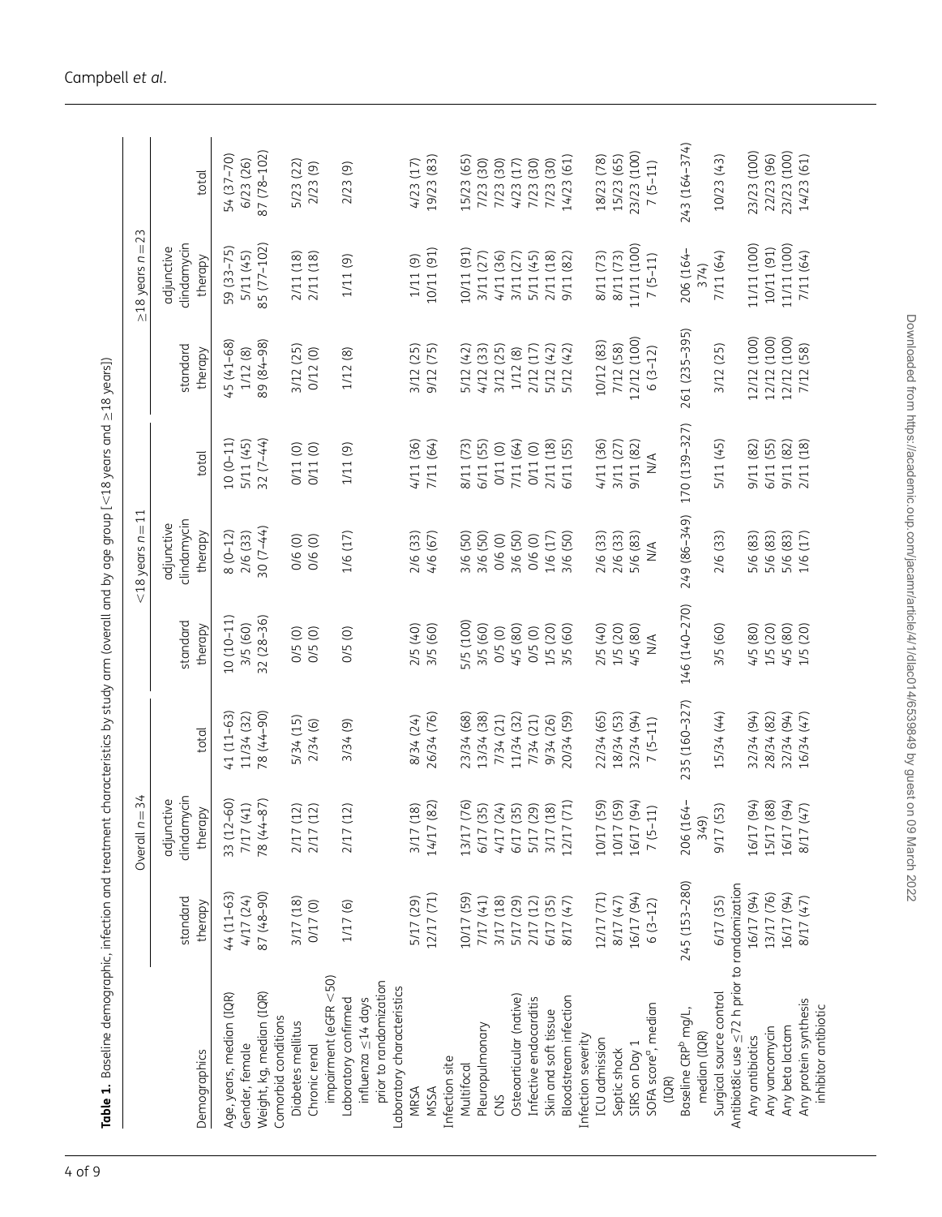**Table 1.** Baseline demographic, infection and treatment characteristics by study arm (overall and by age group [<18 years and ≥18 years])

| Demographics | Overall $n=34$ | | | <18 years $n=11$ | | | ≥18 years $n=23$ | | |
|---|---|---|---|---|---|---|---|---|---|
| | standard therapy | adjunctive clindamycin therapy | total | standard therapy | adjunctive clindamycin therapy | total | standard therapy | adjunctive clindamycin therapy | total |
| Age, years, median (IQR) | 44 (11–63) | 33 (12–60) | 41 (11–63) | 10 (10–11) | 8 (0–12) | 10 (0–11) | 45 (41–68) | 59 (33–75) | 54 (37–70) |
| Gender, female | 4/17 (24) | 7/17 (41) | 11/34 (32) | 3/5 (60) | 2/6 (33) | 5/11 (45) | 1/12 (8) | 5/11 (45) | 6/23 (26) |
| Weight, kg, median (IQR) | 87 (48–90) | 78 (44–87) | 78 (44–90) | 32 (28–36) | 30 (7–44) | 32 (7–44) | 89 (84–98) | 85 (77–102) | 87 (78–102) |
| Comorbid conditions | | | | | | | | | |
| Diabetes mellitus | 3/17 (18) | 2/17 (12) | 5/34 (15) | 0/5 (0) | 0/6 (0) | 0/11 (0) | 3/12 (25) | 2/11 (18) | 5/23 (22) |
| Chronic renal impairment (eGFR <50) | 0/17 (0) | 2/17 (12) | 2/34 (6) | 0/5 (0) | 0/6 (0) | 0/11 (0) | 0/12 (0) | 2/11 (18) | 2/23 (9) |
| Laboratory confirmed influenza ≤14 days prior to randomization | 1/17 (6) | 2/17 (12) | 3/34 (9) | 0/5 (0) | 1/6 (17) | 1/11 (9) | 1/12 (8) | 1/11 (9) | 2/23 (9) |
| Laboratory characteristics | | | | | | | | | |
| MRSA | 5/17 (29) | 3/17 (18) | 8/34 (24) | 2/5 (40) | 2/6 (33) | 4/11 (36) | 3/12 (25) | 1/11 (9) | 4/23 (17) |
| MSSA | 12/17 (71) | 14/17 (82) | 26/34 (76) | 3/5 (60) | 4/6 (67) | 7/11 (64) | 9/12 (75) | 10/11 (91) | 19/23 (83) |
| Infection site | | | | | | | | | |
| Multifocal | 10/17 (59) | 13/17 (76) | 23/34 (68) | 5/5 (100) | 3/6 (50) | 8/11 (73) | 5/12 (42) | 10/11 (91) | 15/23 (65) |
| Pleuropulmonary | 7/17 (41) | 6/17 (35) | 13/34 (38) | 3/5 (60) | 3/6 (50) | 6/11 (55) | 4/12 (33) | 3/11 (27) | 7/23 (30) |
| CNS | 3/17 (18) | 4/17 (24) | 7/34 (21) | 0/5 (0) | 0/6 (0) | 0/11 (0) | 3/12 (25) | 4/11 (36) | 7/23 (30) |
| Osteoarticular (native) | 5/17 (29) | 6/17 (35) | 11/34 (32) | 4/5 (80) | 3/6 (50) | 7/11 (64) | 1/12 (8) | 3/11 (27) | 4/23 (17) |
| Infective endocarditis | 2/17 (12) | 5/17 (29) | 7/34 (21) | 0/5 (0) | 0/6 (0) | 0/11 (0) | 2/12 (17) | 5/11 (45) | 7/23 (30) |
| Skin and soft tissue | 6/17 (35) | 3/17 (18) | 9/34 (26) | 1/5 (20) | 1/6 (17) | 2/11 (18) | 5/12 (42) | 2/11 (18) | 7/23 (30) |
| Bloodstream infection | 8/17 (47) | 12/17 (71) | 20/34 (59) | 3/5 (60) | 3/6 (50) | 6/11 (55) | 5/12 (42) | 9/11 (82) | 14/23 (61) |
| Infection severity | | | | | | | | | |
| ICU admission | 12/17 (71) | 10/17 (59) | 22/34 (65) | 2/5 (40) | 2/6 (33) | 4/11 (36) | 10/12 (83) | 8/11 (73) | 18/23 (78) |
| Septic shock | 8/17 (47) | 10/17 (59) | 18/34 (53) | 1/5 (20) | 2/6 (33) | 3/11 (27) | 7/12 (58) | 8/11 (73) | 15/23 (65) |
| SIRS on Day 1 | 16/17 (94) | 16/17 (94) | 32/34 (94) | 4/5 (80) | 5/6 (83) | 9/11 (82) | 12/12 (100) | 11/11 (100) | 23/23 (100) |
| SOFA score[a], median (IQR) | 6 (3–12) | 7 (5–11) | 7 (5–11) | N/A | N/A | N/A | 6 (3–12) | 7 (5–11) | 7 (5–11) |
| Baseline CRP[b] mg/L, median (IQR) | 245 (153–280) | 206 (164–349) | 235 (160–327) | 146 (140–270) | 249 (86–349) | 170 (139–327) | 261 (235–395) | 206 (164–374) | 243 (164–374) |
| Surgical source control | 6/17 (35) | 9/17 (53) | 15/34 (44) | 3/5 (60) | 2/6 (33) | 5/11 (45) | 3/12 (25) | 7/11 (64) | 10/23 (43) |
| Antibiot8ic use ≤72 h prior to randomization | | | | | | | | | |
| Any antibiotics | 16/17 (94) | 16/17 (94) | 32/34 (94) | 4/5 (80) | 5/6 (83) | 9/11 (82) | 12/12 (100) | 11/11 (100) | 23/23 (100) |
| Any vancomycin | 13/17 (76) | 15/17 (88) | 28/34 (82) | 1/5 (20) | 5/6 (83) | 6/11 (55) | 12/12 (100) | 10/11 (91) | 22/23 (96) |
| Any beta lactam | 16/17 (94) | 16/17 (94) | 32/34 (94) | 4/5 (80) | 5/6 (83) | 9/11 (82) | 12/12 (100) | 11/11 (100) | 23/23 (100) |
| Any protein synthesis inhibitor antibiotic | 8/17 (47) | 8/17 (47) | 16/34 (47) | 1/5 (20) | 1/6 (17) | 2/11 (18) | 7/12 (58) | 7/11 (64) | 14/23 (61) |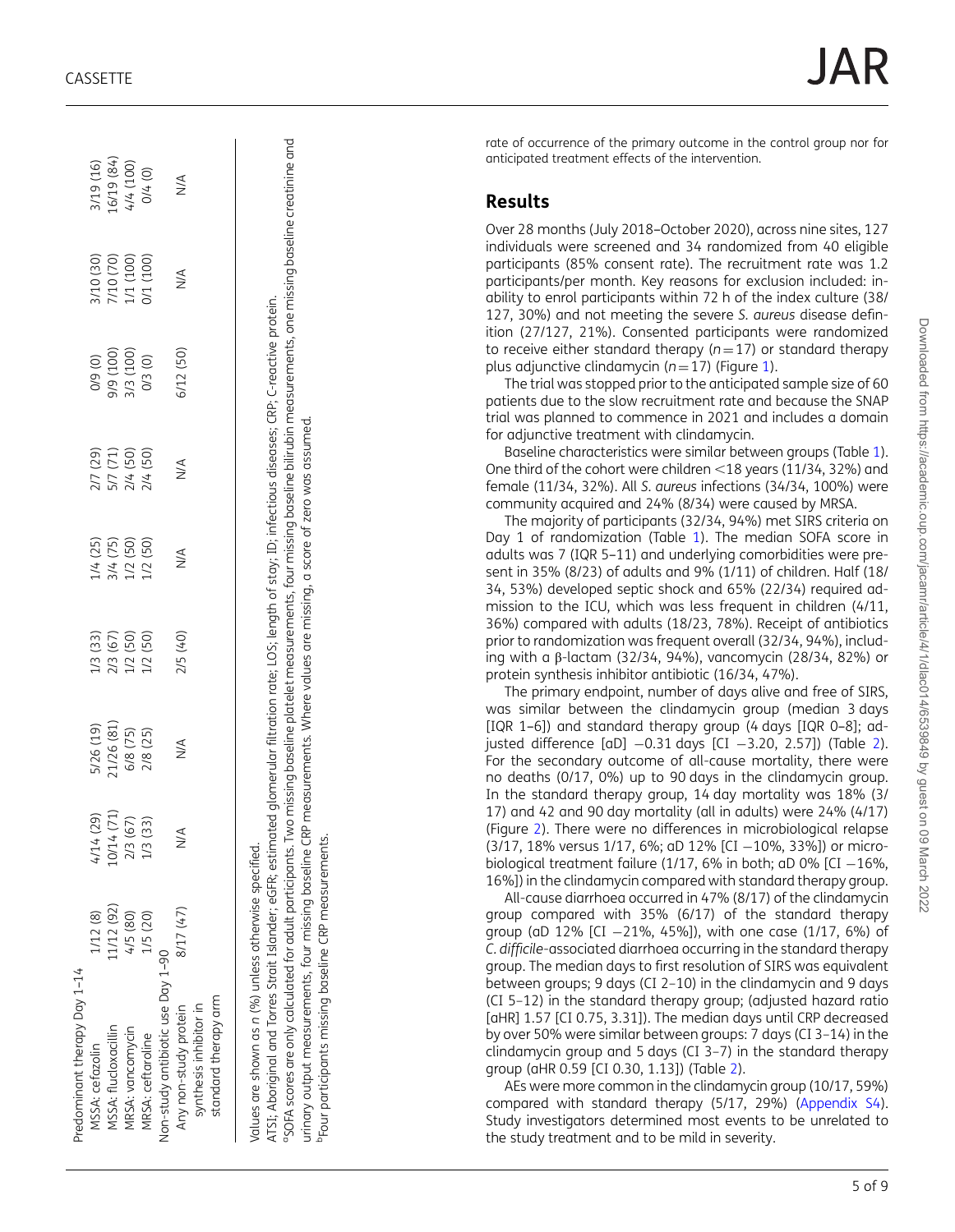| | | | | | | | | | |
|---|---|---|---|---|---|---|---|---|---|
| Predominant therapy Day 1–14 | | | | | | | | | |
| MSSA: cefazolin | 1/12 (8) | 4/14 (29) | 5/26 (19) | 1/3 (33) | 1/4 (25) | 2/7 (29) | 0/9 (0) | 3/10 (30) | 3/19 (16) |
| MSSA: flucloxacillin | 11/12 (92) | 10/14 (71) | 21/26 (81) | 2/3 (67) | 3/4 (75) | 5/7 (71) | 9/9 (100) | 7/10 (70) | 16/19 (84) |
| MRSA: vancomycin | 4/5 (80) | 2/3 (67) | 6/8 (75) | 1/2 (50) | 1/2 (50) | 2/4 (50) | 3/3 (100) | 1/1 (100) | 4/4 (100) |
| MRSA: ceftaroline | 1/5 (20) | 1/3 (33) | 2/8 (25) | 1/2 (50) | 1/2 (50) | 2/4 (50) | 0/3 (0) | 0/1 (100) | 0/4 (0) |
| Non-study antibiotic use Day 1–90 | | | | | | | | | |
| Any non-study protein synthesis inhibitor in standard therapy arm | 8/17 (47) | N/A | N/A | 2/5 (40) | N/A | N/A | 6/12 (50) | N/A | N/A |

Values are shown as n (%) unless otherwise specified.

ATSI, Aboriginal and Torres Strait Islander; eGFR, estimated glomerular filtration rate; LOS, length of stay; ID, infectious diseases; CRP, C-reactive protein.

[a]SOFA scores are only calculated for adult participants. Two missing baseline platelet measurements, four missing baseline bilirubin measurements, one missing baseline creatinine and urinary output measurements, four missing baseline CRP measurements. Where values are missing, a score of zero was assumed.

[b]Four participants missing baseline CRP measurements.

rate of occurrence of the primary outcome in the control group nor for anticipated treatment effects of the intervention.

## Results

Over 28 months (July 2018–October 2020), across nine sites, 127 individuals were screened and 34 randomized from 40 eligible participants (85% consent rate). The recruitment rate was 1.2 participants/per month. Key reasons for exclusion included: inability to enrol participants within 72 h of the index culture (38/127, 30%) and not meeting the severe *S. aureus* disease definition (27/127, 21%). Consented participants were randomized to receive either standard therapy ($n=17$) or standard therapy plus adjunctive clindamycin ($n=17$) (Figure 1).

The trial was stopped prior to the anticipated sample size of 60 patients due to the slow recruitment rate and because the SNAP trial was planned to commence in 2021 and includes a domain for adjunctive treatment with clindamycin.

Baseline characteristics were similar between groups (Table 1). One third of the cohort were children <18 years (11/34, 32%) and female (11/34, 32%). All *S. aureus* infections (34/34, 100%) were community acquired and 24% (8/34) were caused by MRSA.

The majority of participants (32/34, 94%) met SIRS criteria on Day 1 of randomization (Table 1). The median SOFA score in adults was 7 (IQR 5–11) and underlying comorbidities were present in 35% (8/23) of adults and 9% (1/11) of children. Half (18/34, 53%) developed septic shock and 65% (22/34) required admission to the ICU, which was less frequent in children (4/11, 36%) compared with adults (18/23, 78%). Receipt of antibiotics prior to randomization was frequent overall (32/34, 94%), including with a β-lactam (32/34, 94%), vancomycin (28/34, 82%) or protein synthesis inhibitor antibiotic (16/34, 47%).

The primary endpoint, number of days alive and free of SIRS, was similar between the clindamycin group (median 3 days [IQR 1–6]) and standard therapy group (4 days [IQR 0–8]; adjusted difference [aD] −0.31 days [CI −3.20, 2.57]) (Table 2). For the secondary outcome of all-cause mortality, there were no deaths (0/17, 0%) up to 90 days in the clindamycin group. In the standard therapy group, 14 day mortality was 18% (3/17) and 42 and 90 day mortality (all in adults) were 24% (4/17) (Figure 2). There were no differences in microbiological relapse (3/17, 18% versus 1/17, 6%; aD 12% [CI −10%, 33%]) or microbiological treatment failure (1/17, 6% in both; aD 0% [CI −16%, 16%]) in the clindamycin compared with standard therapy group.

All-cause diarrhoea occurred in 47% (8/17) of the clindamycin group compared with 35% (6/17) of the standard therapy group (aD 12% [CI −21%, 45%]), with one case (1/17, 6%) of *C. difficile*-associated diarrhoea occurring in the standard therapy group. The median days to first resolution of SIRS was equivalent between groups; 9 days (CI 2–10) in the clindamycin and 9 days (CI 5–12) in the standard therapy group; (adjusted hazard ratio [aHR] 1.57 [CI 0.75, 3.31]). The median days until CRP decreased by over 50% were similar between groups: 7 days (CI 3–14) in the clindamycin group and 5 days (CI 3–7) in the standard therapy group (aHR 0.59 [CI 0.30, 1.13]) (Table 2).

AEs were more common in the clindamycin group (10/17, 59%) compared with standard therapy (5/17, 29%) (Appendix S4). Study investigators determined most events to be unrelated to the study treatment and to be mild in severity.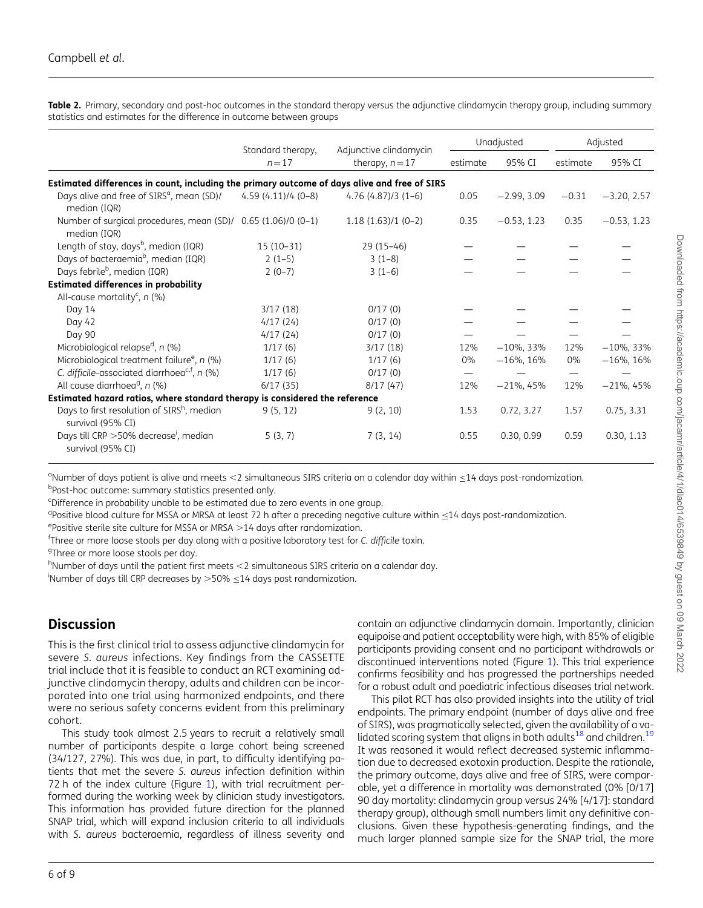**Table 2.** Primary, secondary and post-hoc outcomes in the standard therapy versus the adjunctive clindamycin therapy group, including summary statistics and estimates for the difference in outcome between groups

| | Standard therapy, $n=17$ | Adjunctive clindamycin therapy, $n=17$ | Unadjusted | | Adjusted | |
|---|---|---|---|---|---|---|
| | | | estimate | 95% CI | estimate | 95% CI |
| **Estimated differences in count, including the primary outcome of days alive and free of SIRS** | | | | | | |
| Days alive and free of SIRS[a], mean (SD)/ median (IQR) | 4.59 (4.11)/4 (0–8) | 4.76 (4.87)/3 (1–6) | 0.05 | −2.99, 3.09 | −0.31 | −3.20, 2.57 |
| Number of surgical procedures, mean (SD)/ median (IQR) | 0.65 (1.06)/0 (0–1) | 1.18 (1.63)/1 (0–2) | 0.35 | −0.53, 1.23 | 0.35 | −0.53, 1.23 |
| Length of stay, days[b], median (IQR) | 15 (10–31) | 29 (15–46) | — | — | — | — |
| Days of bacteraemia[b], median (IQR) | 2 (1–5) | 3 (1–8) | — | — | — | — |
| Days febrile[b], median (IQR) | 2 (0–7) | 3 (1–6) | — | — | — | — |
| **Estimated differences in probability** | | | | | | |
| All-cause mortality[c], n (%) | | | | | | |
| Day 14 | 3/17 (18) | 0/17 (0) | — | — | — | — |
| Day 42 | 4/17 (24) | 0/17 (0) | — | — | — | — |
| Day 90 | 4/17 (24) | 0/17 (0) | — | — | — | — |
| Microbiological relapse[d], n (%) | 1/17 (6) | 3/17 (18) | 12% | −10%, 33% | 12% | −10%, 33% |
| Microbiological treatment failure[e], n (%) | 1/17 (6) | 1/17 (6) | 0% | −16%, 16% | 0% | −16%, 16% |
| *C. difficile*-associated diarrhoea[c,f], n (%) | 1/17 (6) | 0/17 (0) | — | — | — | — |
| All cause diarrhoea[g], n (%) | 6/17 (35) | 8/17 (47) | 12% | −21%, 45% | 12% | −21%, 45% |
| **Estimated hazard ratios, where standard therapy is considered the reference** | | | | | | |
| Days to first resolution of SIRS[h], median survival (95% CI) | 9 (5, 12) | 9 (2, 10) | 1.53 | 0.72, 3.27 | 1.57 | 0.75, 3.31 |
| Days till CRP >50% decrease[i], median survival (95% CI) | 5 (3, 7) | 7 (3, 14) | 0.55 | 0.30, 0.99 | 0.59 | 0.30, 1.13 |

[a]Number of days patient is alive and meets <2 simultaneous SIRS criteria on a calendar day within ≤14 days post-randomization.
[b]Post-hoc outcome: summary statistics presented only.
[c]Difference in probability unable to be estimated due to zero events in one group.
[d]Positive blood culture for MSSA or MRSA at least 72 h after a preceding negative culture within ≤14 days post-randomization.
[e]Positive sterile site culture for MSSA or MRSA >14 days after randomization.
[f]Three or more loose stools per day along with a positive laboratory test for *C. difficile* toxin.
[g]Three or more loose stools per day.
[h]Number of days until the patient first meets <2 simultaneous SIRS criteria on a calendar day.
[i]Number of days till CRP decreases by >50% ≤14 days post randomization.

## Discussion

This is the first clinical trial to assess adjunctive clindamycin for severe *S. aureus* infections. Key findings from the CASSETTE trial include that it is feasible to conduct an RCT examining adjunctive clindamycin therapy, adults and children can be incorporated into one trial using harmonized endpoints, and there were no serious safety concerns evident from this preliminary cohort.

This study took almost 2.5 years to recruit a relatively small number of participants despite a large cohort being screened (34/127, 27%). This was due, in part, to difficulty identifying patients that met the severe *S. aureus* infection definition within 72 h of the index culture (Figure 1), with trial recruitment performed during the working week by clinician study investigators. This information has provided future direction for the planned SNAP trial, which will expand inclusion criteria to all individuals with *S. aureus* bacteraemia, regardless of illness severity and contain an adjunctive clindamycin domain. Importantly, clinician equipoise and patient acceptability were high, with 85% of eligible participants providing consent and no participant withdrawals or discontinued interventions noted (Figure 1). This trial experience confirms feasibility and has progressed the partnerships needed for a robust adult and paediatric infectious diseases trial network.

This pilot RCT has also provided insights into the utility of trial endpoints. The primary endpoint (number of days alive and free of SIRS), was pragmatically selected, given the availability of a validated scoring system that aligns in both adults[18] and children.[19] It was reasoned it would reflect decreased systemic inflammation due to decreased exotoxin production. Despite the rationale, the primary outcome, days alive and free of SIRS, were comparable, yet a difference in mortality was demonstrated (0% [0/17] 90 day mortality: clindamycin group versus 24% [4/17]: standard therapy group), although small numbers limit any definitive conclusions. Given these hypothesis-generating findings, and the much larger planned sample size for the SNAP trial, the more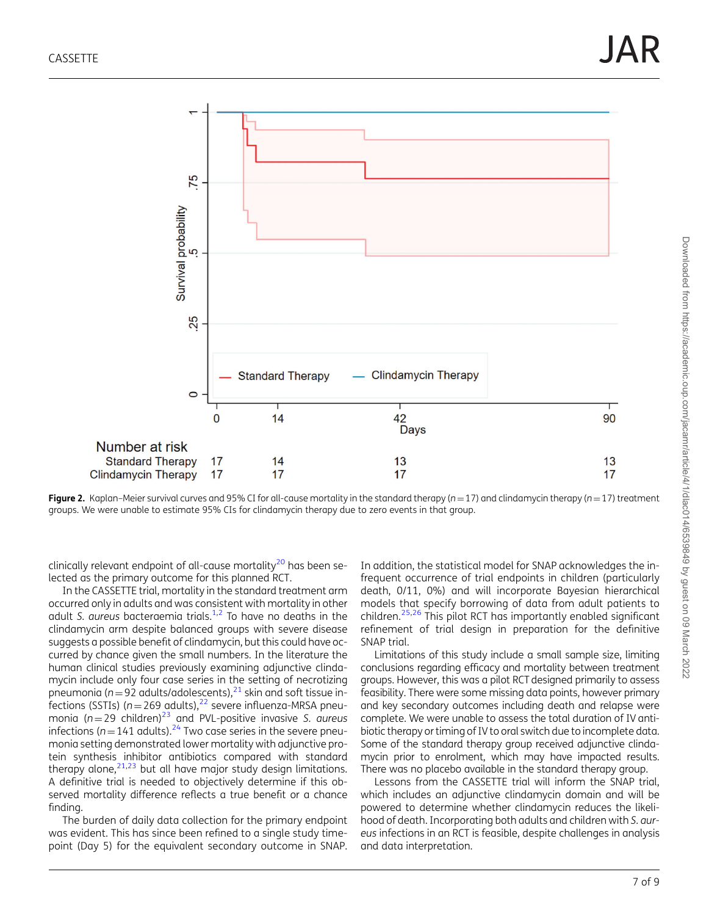**Figure 2.** Kaplan–Meier survival curves and 95% CI for all-cause mortality in the standard therapy ($n=17$) and clindamycin therapy ($n=17$) treatment groups. We were unable to estimate 95% CIs for clindamycin therapy due to zero events in that group.

clinically relevant endpoint of all-cause mortality[20] has been selected as the primary outcome for this planned RCT.

In the CASSETTE trial, mortality in the standard treatment arm occurred only in adults and was consistent with mortality in other adult *S. aureus* bacteraemia trials.[1,2] To have no deaths in the clindamycin arm despite balanced groups with severe disease suggests a possible benefit of clindamycin, but this could have occurred by chance given the small numbers. In the literature the human clinical studies previously examining adjunctive clindamycin include only four case series in the setting of necrotizing pneumonia ($n=92$ adults/adolescents),[21] skin and soft tissue infections (SSTIs) ($n=269$ adults),[22] severe influenza-MRSA pneumonia ($n=29$ children)[23] and PVL-positive invasive *S. aureus* infections ($n=141$ adults).[24] Two case series in the severe pneumonia setting demonstrated lower mortality with adjunctive protein synthesis inhibitor antibiotics compared with standard therapy alone,[21,23] but all have major study design limitations. A definitive trial is needed to objectively determine if this observed mortality difference reflects a true benefit or a chance finding.

The burden of daily data collection for the primary endpoint was evident. This has since been refined to a single study timepoint (Day 5) for the equivalent secondary outcome in SNAP. In addition, the statistical model for SNAP acknowledges the infrequent occurrence of trial endpoints in children (particularly death, 0/11, 0%) and will incorporate Bayesian hierarchical models that specify borrowing of data from adult patients to children.[25,26] This pilot RCT has importantly enabled significant refinement of trial design in preparation for the definitive SNAP trial.

Limitations of this study include a small sample size, limiting conclusions regarding efficacy and mortality between treatment groups. However, this was a pilot RCT designed primarily to assess feasibility. There were some missing data points, however primary and key secondary outcomes including death and relapse were complete. We were unable to assess the total duration of IV antibiotic therapy or timing of IV to oral switch due to incomplete data. Some of the standard therapy group received adjunctive clindamycin prior to enrolment, which may have impacted results. There was no placebo available in the standard therapy group.

Lessons from the CASSETTE trial will inform the SNAP trial, which includes an adjunctive clindamycin domain and will be powered to determine whether clindamycin reduces the likelihood of death. Incorporating both adults and children with *S. aureus* infections in an RCT is feasible, despite challenges in analysis and data interpretation.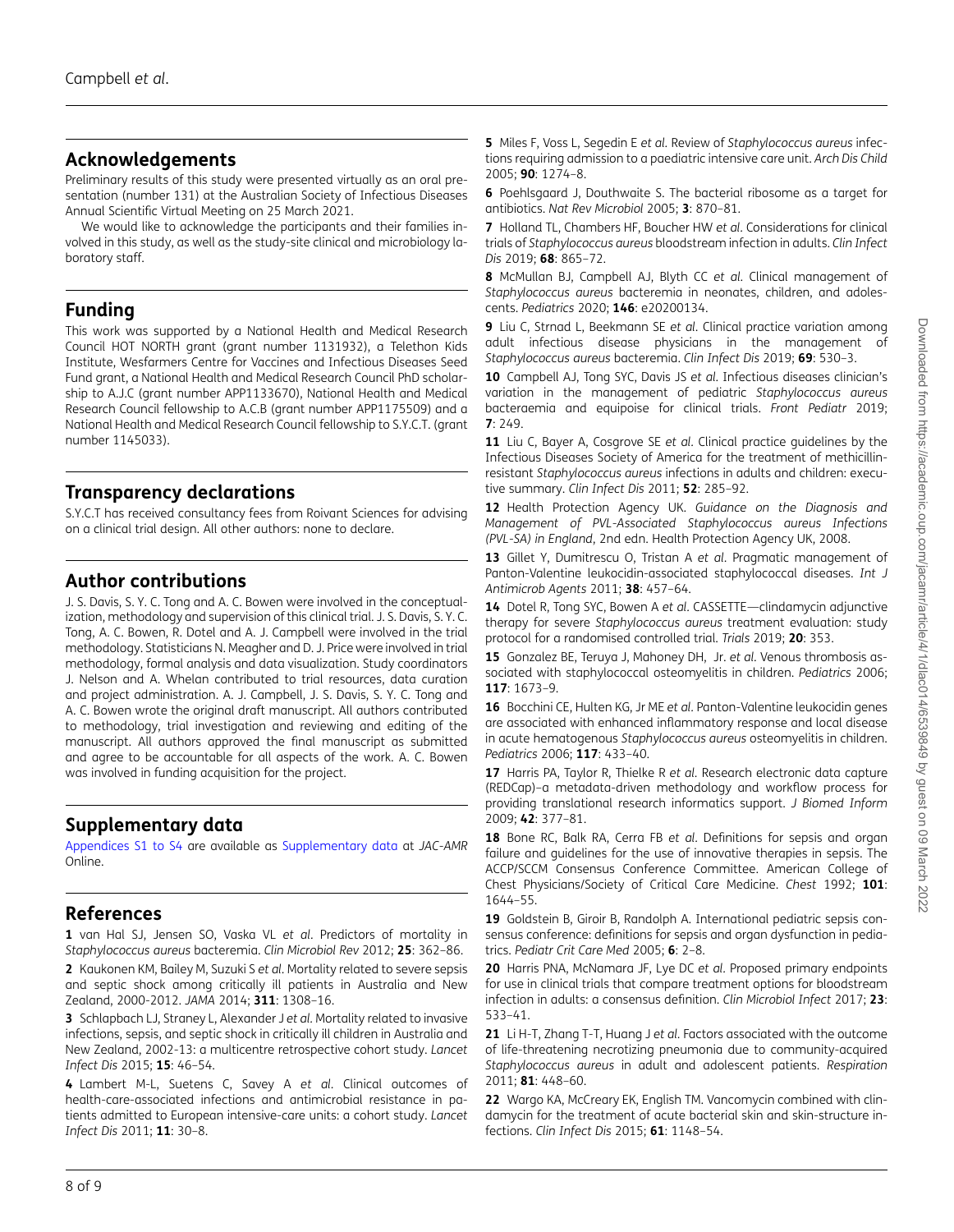## Acknowledgements

Preliminary results of this study were presented virtually as an oral presentation (number 131) at the Australian Society of Infectious Diseases Annual Scientific Virtual Meeting on 25 March 2021.

We would like to acknowledge the participants and their families involved in this study, as well as the study-site clinical and microbiology laboratory staff.

## Funding

This work was supported by a National Health and Medical Research Council HOT NORTH grant (grant number 1131932), a Telethon Kids Institute, Wesfarmers Centre for Vaccines and Infectious Diseases Seed Fund grant, a National Health and Medical Research Council PhD scholarship to A.J.C (grant number APP1133670), National Health and Medical Research Council fellowship to A.C.B (grant number APP1175509) and a National Health and Medical Research Council fellowship to S.Y.C.T. (grant number 1145033).

## Transparency declarations

S.Y.C.T has received consultancy fees from Roivant Sciences for advising on a clinical trial design. All other authors: none to declare.

## Author contributions

J. S. Davis, S. Y. C. Tong and A. C. Bowen were involved in the conceptualization, methodology and supervision of this clinical trial. J. S. Davis, S. Y. C. Tong, A. C. Bowen, R. Dotel and A. J. Campbell were involved in the trial methodology. Statisticians N. Meagher and D. J. Price were involved in trial methodology, formal analysis and data visualization. Study coordinators J. Nelson and A. Whelan contributed to trial resources, data curation and project administration. A. J. Campbell, J. S. Davis, S. Y. C. Tong and A. C. Bowen wrote the original draft manuscript. All authors contributed to methodology, trial investigation and reviewing and editing of the manuscript. All authors approved the final manuscript as submitted and agree to be accountable for all aspects of the work. A. C. Bowen was involved in funding acquisition for the project.

## Supplementary data

Appendices S1 to S4 are available as Supplementary data at *JAC-AMR* Online.

## References

**1** van Hal SJ, Jensen SO, Vaska VL *et al.* Predictors of mortality in *Staphylococcus aureus* bacteremia. *Clin Microbiol Rev* 2012; **25**: 362–86.

**2** Kaukonen KM, Bailey M, Suzuki S *et al.* Mortality related to severe sepsis and septic shock among critically ill patients in Australia and New Zealand, 2000-2012. *JAMA* 2014; **311**: 1308–16.

**3** Schlapbach LJ, Straney L, Alexander J *et al.* Mortality related to invasive infections, sepsis, and septic shock in critically ill children in Australia and New Zealand, 2002-13: a multicentre retrospective cohort study. *Lancet Infect Dis* 2015; **15**: 46–54.

**4** Lambert M-L, Suetens C, Savey A *et al.* Clinical outcomes of health-care-associated infections and antimicrobial resistance in patients admitted to European intensive-care units: a cohort study. *Lancet Infect Dis* 2011; **11**: 30–8.

**5** Miles F, Voss L, Segedin E *et al.* Review of *Staphylococcus aureus* infections requiring admission to a paediatric intensive care unit. *Arch Dis Child* 2005; **90**: 1274–8.

**6** Poehlsgaard J, Douthwaite S. The bacterial ribosome as a target for antibiotics. *Nat Rev Microbiol* 2005; **3**: 870–81.

**7** Holland TL, Chambers HF, Boucher HW *et al.* Considerations for clinical trials of *Staphylococcus aureus* bloodstream infection in adults. *Clin Infect Dis* 2019; **68**: 865–72.

**8** McMullan BJ, Campbell AJ, Blyth CC *et al.* Clinical management of *Staphylococcus aureus* bacteremia in neonates, children, and adolescents. *Pediatrics* 2020; **146**: e20200134.

**9** Liu C, Strnad L, Beekmann SE *et al.* Clinical practice variation among adult infectious disease physicians in the management of *Staphylococcus aureus* bacteremia. *Clin Infect Dis* 2019; **69**: 530–3.

**10** Campbell AJ, Tong SYC, Davis JS *et al.* Infectious diseases clinician's variation in the management of pediatric *Staphylococcus aureus* bacteraemia and equipoise for clinical trials. *Front Pediatr* 2019; **7**: 249.

**11** Liu C, Bayer A, Cosgrove SE *et al.* Clinical practice guidelines by the Infectious Diseases Society of America for the treatment of methicillin-resistant *Staphylococcus aureus* infections in adults and children: executive summary. *Clin Infect Dis* 2011; **52**: 285–92.

**12** Health Protection Agency UK. *Guidance on the Diagnosis and Management of PVL-Associated Staphylococcus aureus Infections (PVL-SA) in England*, 2nd edn. Health Protection Agency UK, 2008.

**13** Gillet Y, Dumitrescu O, Tristan A *et al.* Pragmatic management of Panton-Valentine leukocidin-associated staphylococcal diseases. *Int J Antimicrob Agents* 2011; **38**: 457–64.

**14** Dotel R, Tong SYC, Bowen A *et al.* CASSETTE—clindamycin adjunctive therapy for severe *Staphylococcus aureus* treatment evaluation: study protocol for a randomised controlled trial. *Trials* 2019; **20**: 353.

**15** Gonzalez BE, Teruya J, Mahoney DH, Jr. *et al.* Venous thrombosis associated with staphylococcal osteomyelitis in children. *Pediatrics* 2006; **117**: 1673–9.

**16** Bocchini CE, Hulten KG, Jr ME *et al.* Panton-Valentine leukocidin genes are associated with enhanced inflammatory response and local disease in acute hematogenous *Staphylococcus aureus* osteomyelitis in children. *Pediatrics* 2006; **117**: 433–40.

**17** Harris PA, Taylor R, Thielke R *et al.* Research electronic data capture (REDCap)–a metadata-driven methodology and workflow process for providing translational research informatics support. *J Biomed Inform* 2009; **42**: 377–81.

**18** Bone RC, Balk RA, Cerra FB *et al.* Definitions for sepsis and organ failure and guidelines for the use of innovative therapies in sepsis. The ACCP/SCCM Consensus Conference Committee. American College of Chest Physicians/Society of Critical Care Medicine. *Chest* 1992; **101**: 1644–55.

**19** Goldstein B, Giroir B, Randolph A. International pediatric sepsis consensus conference: definitions for sepsis and organ dysfunction in pediatrics. *Pediatr Crit Care Med* 2005; **6**: 2–8.

**20** Harris PNA, McNamara JF, Lye DC *et al.* Proposed primary endpoints for use in clinical trials that compare treatment options for bloodstream infection in adults: a consensus definition. *Clin Microbiol Infect* 2017; **23**: 533–41.

**21** Li H-T, Zhang T-T, Huang J *et al.* Factors associated with the outcome of life-threatening necrotizing pneumonia due to community-acquired *Staphylococcus aureus* in adult and adolescent patients. *Respiration* 2011; **81**: 448–60.

**22** Wargo KA, McCreary EK, English TM. Vancomycin combined with clindamycin for the treatment of acute bacterial skin and skin-structure infections. *Clin Infect Dis* 2015; **61**: 1148–54.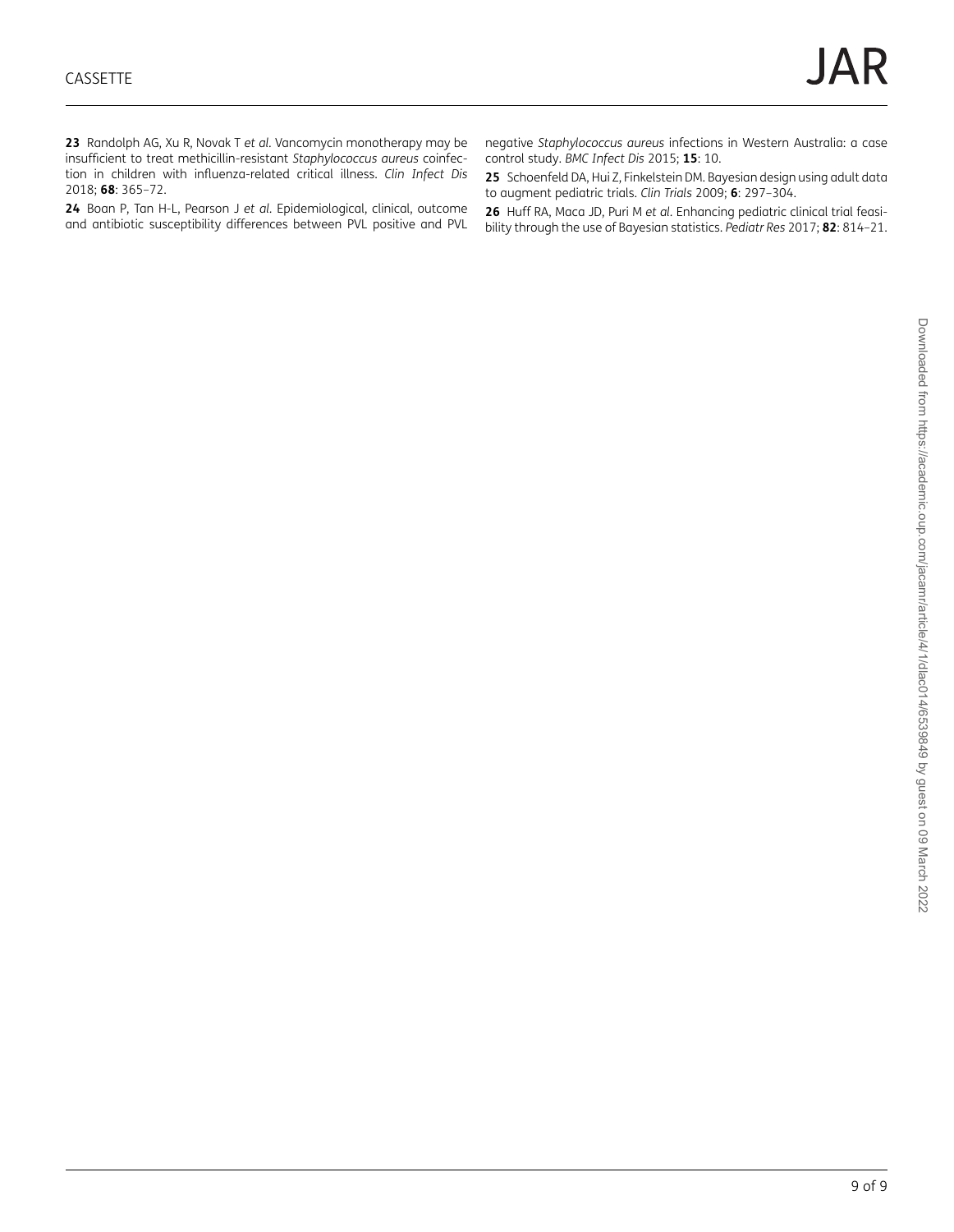**23** Randolph AG, Xu R, Novak T *et al*. Vancomycin monotherapy may be insufficient to treat methicillin-resistant *Staphylococcus aureus* coinfection in children with influenza-related critical illness. *Clin Infect Dis* 2018; **68**: 365–72.

**24** Boan P, Tan H-L, Pearson J *et al*. Epidemiological, clinical, outcome and antibiotic susceptibility differences between PVL positive and PVL negative *Staphylococcus aureus* infections in Western Australia: a case control study. *BMC Infect Dis* 2015; **15**: 10.

**25** Schoenfeld DA, Hui Z, Finkelstein DM. Bayesian design using adult data to augment pediatric trials. *Clin Trials* 2009; **6**: 297–304.

**26** Huff RA, Maca JD, Puri M *et al*. Enhancing pediatric clinical trial feasibility through the use of Bayesian statistics. *Pediatr Res* 2017; **82**: 814–21.